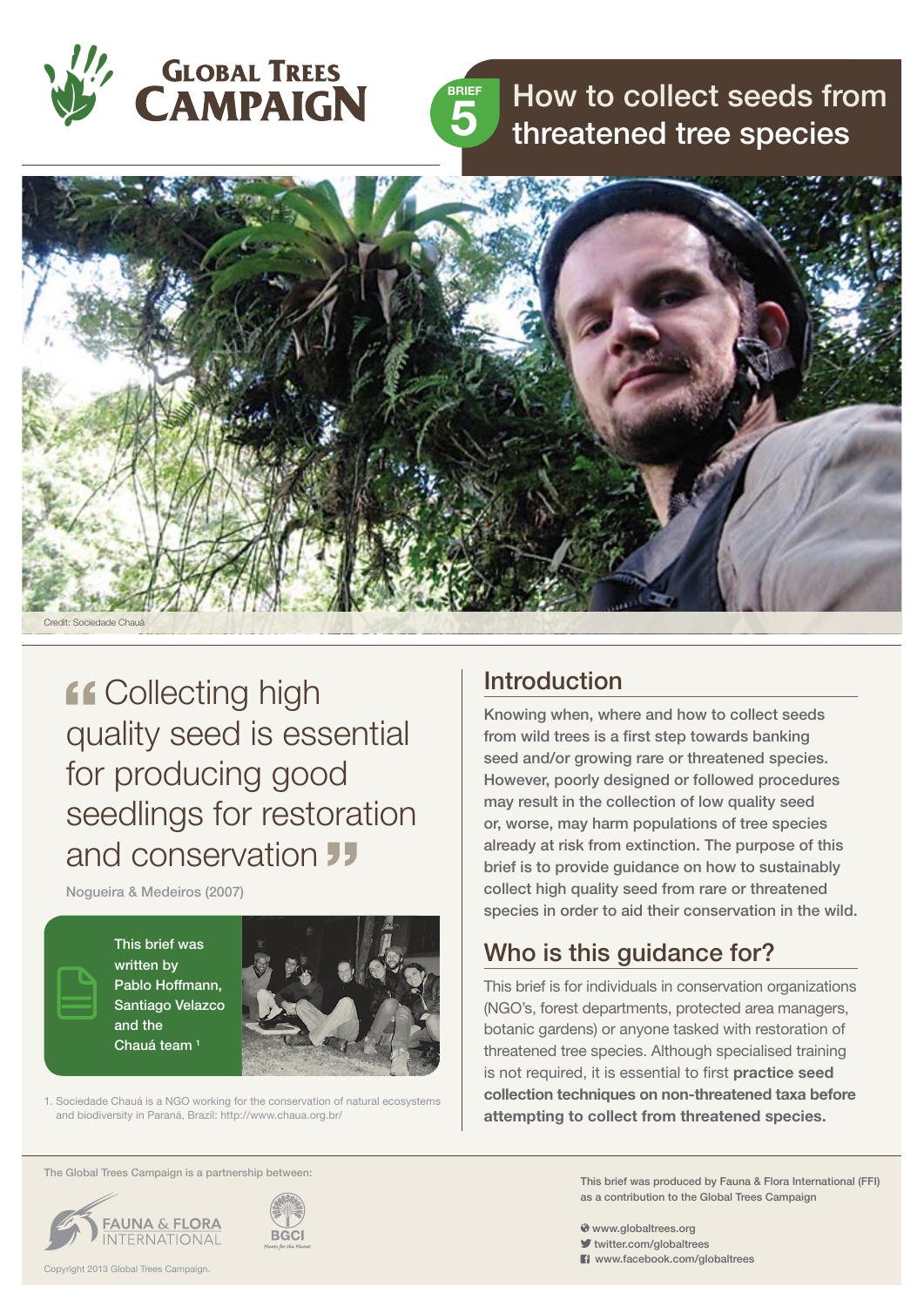# How to collect seeds from threatened tree species

GLOBAL TREES CAMPAIGN

BRIEF 5

Credit: Sociedade Chauá

> "Collecting high quality seed is essential for producing good seedlings for restoration and conservation"

Nogueira & Medeiros (2007)

This brief was written by Pablo Hoffmann, Santiago Velazco and the Chauá team [1]

1. Sociedade Chauá is a NGO working for the conservation of natural ecosystems and biodiversity in Paraná, Brazil: http://www.chaua.org.br/

## Introduction

**Knowing when, where and how to collect seeds from wild trees is a first step towards banking seed and/or growing rare or threatened species. However, poorly designed or followed procedures may result in the collection of low quality seed or, worse, may harm populations of tree species already at risk from extinction. The purpose of this brief is to provide guidance on how to sustainably collect high quality seed from rare or threatened species in order to aid their conservation in the wild.**

## Who is this guidance for?

This brief is for individuals in conservation organizations (NGO's, forest departments, protected area managers, botanic gardens) or anyone tasked with restoration of threatened tree species. Although specialised training is not required, it is essential to first **practice seed collection techniques on non-threatened taxa before attempting to collect from threatened species.**

The Global Trees Campaign is a partnership between: Fauna & Flora International, BGCI

This brief was produced by Fauna & Flora International (FFI) as a contribution to the Global Trees Campaign

www.globaltrees.org
twitter.com/globaltrees
www.facebook.com/globaltrees

Copyright 2013 Global Trees Campaign.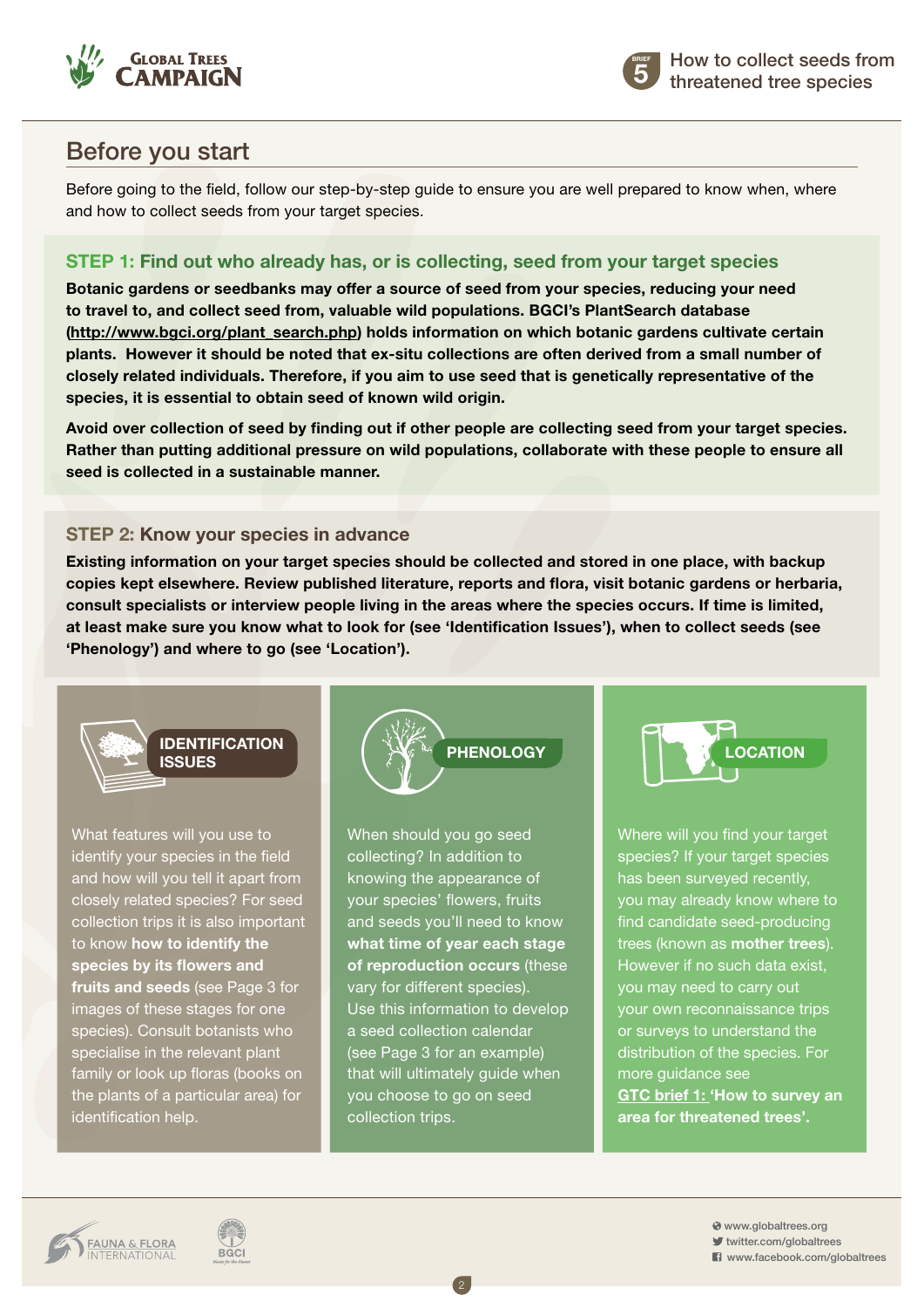## Before you start

Before going to the field, follow our step-by-step guide to ensure you are well prepared to know when, where and how to collect seeds from your target species.

### STEP 1: Find out who already has, or is collecting, seed from your target species

**Botanic gardens or seedbanks may offer a source of seed from your species, reducing your need to travel to, and collect seed from, valuable wild populations. BGCI's PlantSearch database (http://www.bgci.org/plant_search.php) holds information on which botanic gardens cultivate certain plants. However it should be noted that ex-situ collections are often derived from a small number of closely related individuals. Therefore, if you aim to use seed that is genetically representative of the species, it is essential to obtain seed of known wild origin.**

**Avoid over collection of seed by finding out if other people are collecting seed from your target species. Rather than putting additional pressure on wild populations, collaborate with these people to ensure all seed is collected in a sustainable manner.**

### STEP 2: Know your species in advance

**Existing information on your target species should be collected and stored in one place, with backup copies kept elsewhere. Review published literature, reports and flora, visit botanic gardens or herbaria, consult specialists or interview people living in the areas where the species occurs. If time is limited, at least make sure you know what to look for (see 'Identification Issues'), when to collect seeds (see 'Phenology') and where to go (see 'Location').**

#### IDENTIFICATION ISSUES

What features will you use to identify your species in the field and how will you tell it apart from closely related species? For seed collection trips it is also important to know **how to identify the species by its flowers and fruits and seeds** (see Page 3 for images of these stages for one species). Consult botanists who specialise in the relevant plant family or look up floras (books on the plants of a particular area) for identification help.

#### PHENOLOGY

When should you go seed collecting? In addition to knowing the appearance of your species' flowers, fruits and seeds you'll need to know **what time of year each stage of reproduction occurs** (these vary for different species). Use this information to develop a seed collection calendar (see Page 3 for an example) that will ultimately guide when you choose to go on seed collection trips.

#### LOCATION

Where will you find your target species? If your target species has been surveyed recently, you may already know where to find candidate seed-producing trees (known as **mother trees**). However if no such data exist, you may need to carry out your own reconnaissance trips or surveys to understand the distribution of the species. For more guidance see **GTC brief 1: 'How to survey an area for threatened trees'.**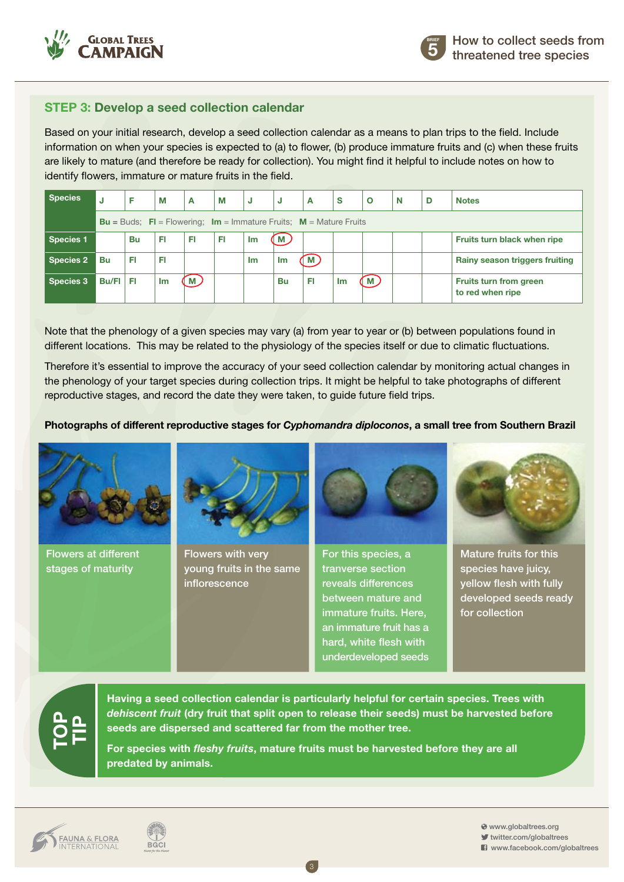## STEP 3: Develop a seed collection calendar

Based on your initial research, develop a seed collection calendar as a means to plan trips to the field. Include information on when your species is expected to (a) to flower, (b) produce immature fruits and (c) when these fruits are likely to mature (and therefore be ready for collection). You might find it helpful to include notes on how to identify flowers, immature or mature fruits in the field.

| Species | J | F | M | A | M | J | J | A | S | O | N | D | Notes |
|---|---|---|---|---|---|---|---|---|---|---|---|---|---|
| | **Bu** = Buds; **Fl** = Flowering; **Im** = Immature Fruits; **M** = Mature Fruits | | | | | | | | | | | | |
| **Species 1** | | Bu | Fl | Fl | Fl | Im | M | | | | | | Fruits turn black when ripe |
| **Species 2** | Bu | Fl | Fl | | | Im | Im | M | | | | | Rainy season triggers fruiting |
| **Species 3** | Bu/Fl | Fl | Im | M | | | Bu | Fl | Im | M | | | Fruits turn from green to red when ripe |

Note that the phenology of a given species may vary (a) from year to year or (b) between populations found in different locations. This may be related to the physiology of the species itself or due to climatic fluctuations.

Therefore it's essential to improve the accuracy of your seed collection calendar by monitoring actual changes in the phenology of your target species during collection trips. It might be helpful to take photographs of different reproductive stages, and record the date they were taken, to guide future field trips.

**Photographs of different reproductive stages for *Cyphomandra diploconos*, a small tree from Southern Brazil**

Flowers at different stages of maturity

Flowers with very young fruits in the same inflorescence

For this species, a tranverse section reveals differences between mature and immature fruits. Here, an immature fruit has a hard, white flesh with underdeveloped seeds

Mature fruits for this species have juicy, yellow flesh with fully developed seeds ready for collection

**TOP TIP**

**Having a seed collection calendar is particularly helpful for certain species. Trees with *dehiscent fruit* (dry fruit that split open to release their seeds) must be harvested before seeds are dispersed and scattered far from the mother tree.**

**For species with *fleshy fruits*, mature fruits must be harvested before they are all predated by animals.**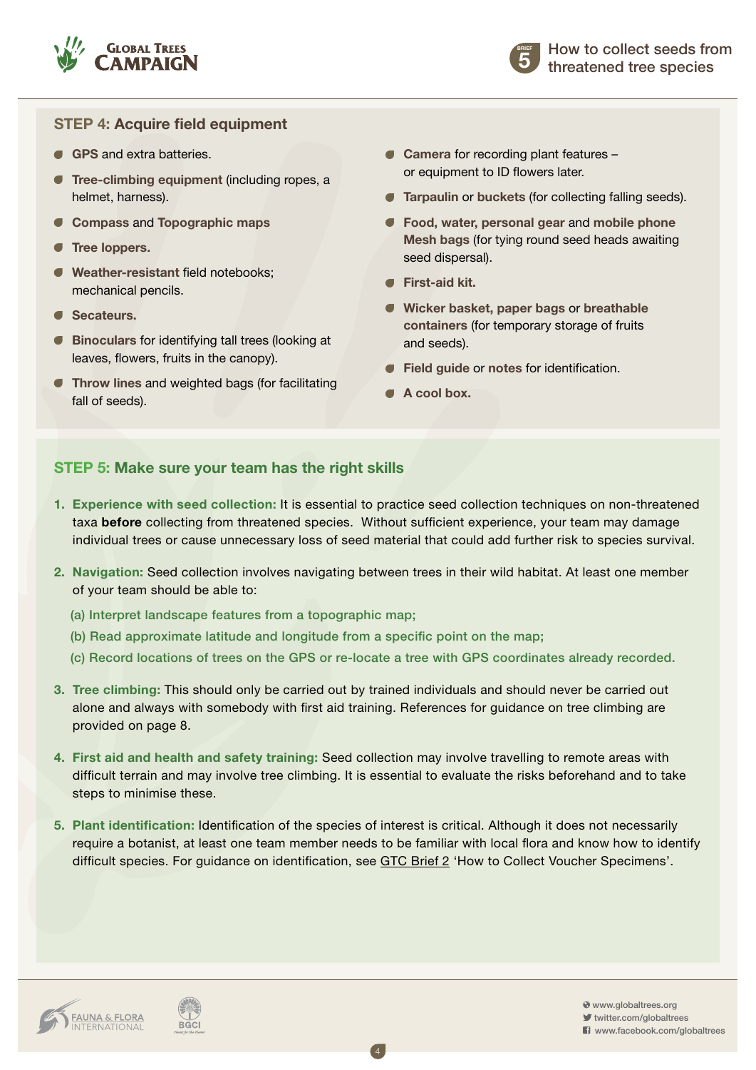## STEP 4: Acquire field equipment

- **GPS** and extra batteries.
- **Tree-climbing equipment** (including ropes, a helmet, harness).
- **Compass** and **Topographic maps**
- **Tree loppers.**
- **Weather-resistant** field notebooks; mechanical pencils.
- **Secateurs.**
- **Binoculars** for identifying tall trees (looking at leaves, flowers, fruits in the canopy).
- **Throw lines** and weighted bags (for facilitating fall of seeds).
- **Camera** for recording plant features – or equipment to ID flowers later.
- **Tarpaulin** or **buckets** (for collecting falling seeds).
- **Food, water, personal gear** and **mobile phone**
  **Mesh bags** (for tying round seed heads awaiting seed dispersal).
- **First-aid kit.**
- **Wicker basket, paper bags** or **breathable containers** (for temporary storage of fruits and seeds).
- **Field guide** or **notes** for identification.
- **A cool box.**

## STEP 5: Make sure your team has the right skills

1. **Experience with seed collection:** It is essential to practice seed collection techniques on non-threatened taxa **before** collecting from threatened species. Without sufficient experience, your team may damage individual trees or cause unnecessary loss of seed material that could add further risk to species survival.
2. **Navigation:** Seed collection involves navigating between trees in their wild habitat. At least one member of your team should be able to:
   (a) Interpret landscape features from a topographic map;
   (b) Read approximate latitude and longitude from a specific point on the map;
   (c) Record locations of trees on the GPS or re-locate a tree with GPS coordinates already recorded.
3. **Tree climbing:** This should only be carried out by trained individuals and should never be carried out alone and always with somebody with first aid training. References for guidance on tree climbing are provided on page 8.
4. **First aid and health and safety training:** Seed collection may involve travelling to remote areas with difficult terrain and may involve tree climbing. It is essential to evaluate the risks beforehand and to take steps to minimise these.
5. **Plant identification:** Identification of the species of interest is critical. Although it does not necessarily require a botanist, at least one team member needs to be familiar with local flora and know how to identify difficult species. For guidance on identification, see GTC Brief 2 'How to Collect Voucher Specimens'.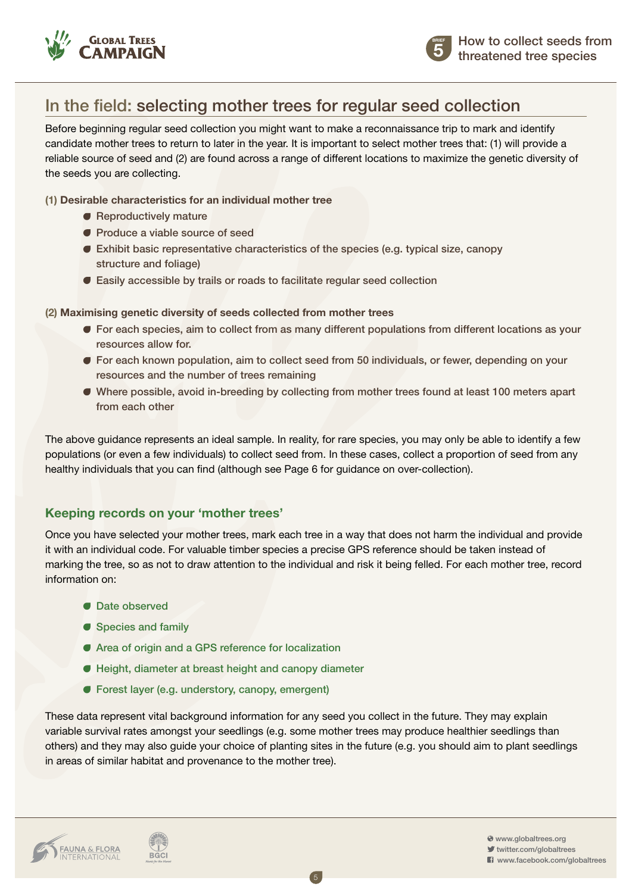## In the field: selecting mother trees for regular seed collection

Before beginning regular seed collection you might want to make a reconnaissance trip to mark and identify candidate mother trees to return to later in the year. It is important to select mother trees that: (1) will provide a reliable source of seed and (2) are found across a range of different locations to maximize the genetic diversity of the seeds you are collecting.

**(1) Desirable characteristics for an individual mother tree**

- Reproductively mature
- Produce a viable source of seed
- Exhibit basic representative characteristics of the species (e.g. typical size, canopy structure and foliage)
- Easily accessible by trails or roads to facilitate regular seed collection

**(2) Maximising genetic diversity of seeds collected from mother trees**

- For each species, aim to collect from as many different populations from different locations as your resources allow for.
- For each known population, aim to collect seed from 50 individuals, or fewer, depending on your resources and the number of trees remaining
- Where possible, avoid in-breeding by collecting from mother trees found at least 100 meters apart from each other

The above guidance represents an ideal sample. In reality, for rare species, you may only be able to identify a few populations (or even a few individuals) to collect seed from. In these cases, collect a proportion of seed from any healthy individuals that you can find (although see Page 6 for guidance on over-collection).

### Keeping records on your 'mother trees'

Once you have selected your mother trees, mark each tree in a way that does not harm the individual and provide it with an individual code. For valuable timber species a precise GPS reference should be taken instead of marking the tree, so as not to draw attention to the individual and risk it being felled. For each mother tree, record information on:

- Date observed
- Species and family
- Area of origin and a GPS reference for localization
- Height, diameter at breast height and canopy diameter
- Forest layer (e.g. understory, canopy, emergent)

These data represent vital background information for any seed you collect in the future. They may explain variable survival rates amongst your seedlings (e.g. some mother trees may produce healthier seedlings than others) and they may also guide your choice of planting sites in the future (e.g. you should aim to plant seedlings in areas of similar habitat and provenance to the mother tree).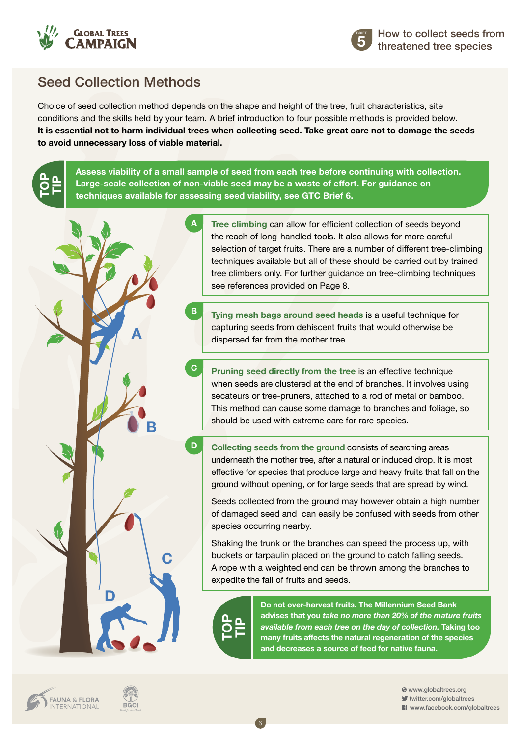## Seed Collection Methods

Choice of seed collection method depends on the shape and height of the tree, fruit characteristics, site conditions and the skills held by your team. A brief introduction to four possible methods is provided below. **It is essential not to harm individual trees when collecting seed. Take great care not to damage the seeds to avoid unnecessary loss of viable material.**

**TOP TIP**

**Assess viability of a small sample of seed from each tree before continuing with collection. Large-scale collection of non-viable seed may be a waste of effort. For guidance on techniques available for assessing seed viability, see GTC Brief 6.**

**A** **Tree climbing** can allow for efficient collection of seeds beyond the reach of long-handled tools. It also allows for more careful selection of target fruits. There are a number of different tree-climbing techniques available but all of these should be carried out by trained tree climbers only. For further guidance on tree-climbing techniques see references provided on Page 8.

**B** **Tying mesh bags around seed heads** is a useful technique for capturing seeds from dehiscent fruits that would otherwise be dispersed far from the mother tree.

**C** **Pruning seed directly from the tree** is an effective technique when seeds are clustered at the end of branches. It involves using secateurs or tree-pruners, attached to a rod of metal or bamboo. This method can cause some damage to branches and foliage, so should be used with extreme care for rare species.

**D** **Collecting seeds from the ground** consists of searching areas underneath the mother tree, after a natural or induced drop. It is most effective for species that produce large and heavy fruits that fall on the ground without opening, or for large seeds that are spread by wind.

Seeds collected from the ground may however obtain a high number of damaged seed and can easily be confused with seeds from other species occurring nearby.

Shaking the trunk or the branches can speed the process up, with buckets or tarpaulin placed on the ground to catch falling seeds. A rope with a weighted end can be thrown among the branches to expedite the fall of fruits and seeds.

**TOP TIP**

**Do not over-harvest fruits. The Millennium Seed Bank advises that you *take no more than 20% of the mature fruits available from each tree on the day of collection.* Taking too many fruits affects the natural regeneration of the species and decreases a source of feed for native fauna.**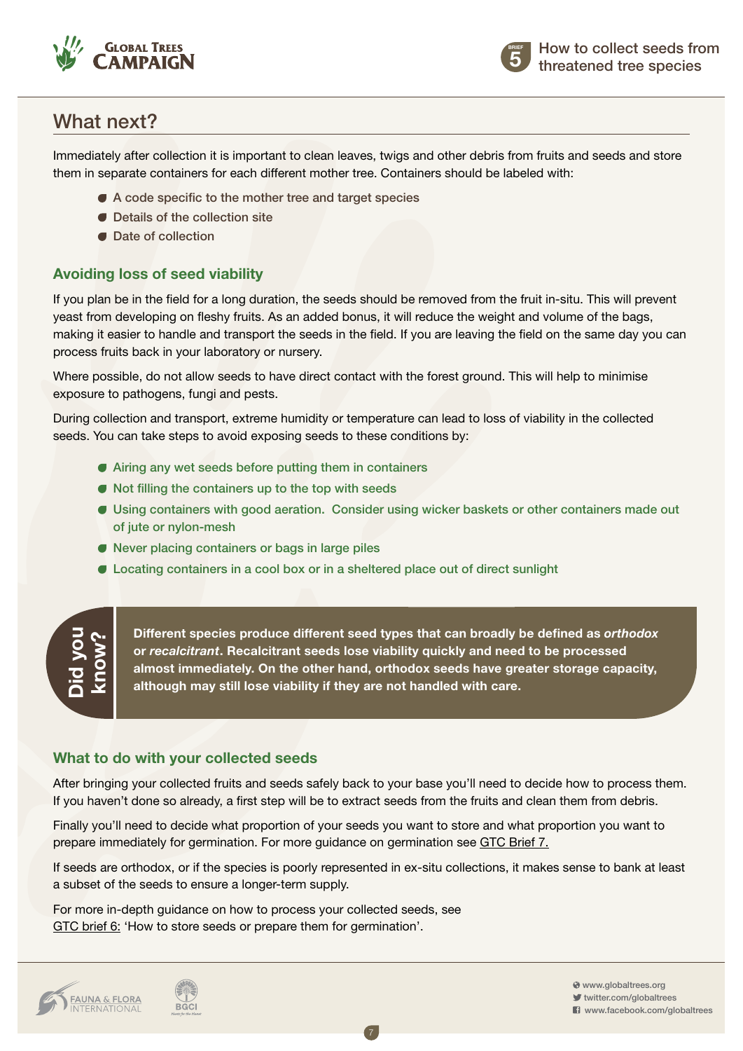## What next?

Immediately after collection it is important to clean leaves, twigs and other debris from fruits and seeds and store them in separate containers for each different mother tree. Containers should be labeled with:

- A code specific to the mother tree and target species
- Details of the collection site
- Date of collection

### Avoiding loss of seed viability

If you plan be in the field for a long duration, the seeds should be removed from the fruit in-situ. This will prevent yeast from developing on fleshy fruits. As an added bonus, it will reduce the weight and volume of the bags, making it easier to handle and transport the seeds in the field. If you are leaving the field on the same day you can process fruits back in your laboratory or nursery.

Where possible, do not allow seeds to have direct contact with the forest ground. This will help to minimise exposure to pathogens, fungi and pests.

During collection and transport, extreme humidity or temperature can lead to loss of viability in the collected seeds. You can take steps to avoid exposing seeds to these conditions by:

- Airing any wet seeds before putting them in containers
- Not filling the containers up to the top with seeds
- Using containers with good aeration. Consider using wicker baskets or other containers made out of jute or nylon-mesh
- Never placing containers or bags in large piles
- Locating containers in a cool box or in a sheltered place out of direct sunlight

**Did you know?**

**Different species produce different seed types that can broadly be defined as *orthodox* or *recalcitrant*. Recalcitrant seeds lose viability quickly and need to be processed almost immediately. On the other hand, orthodox seeds have greater storage capacity, although may still lose viability if they are not handled with care.**

### What to do with your collected seeds

After bringing your collected fruits and seeds safely back to your base you'll need to decide how to process them. If you haven't done so already, a first step will be to extract seeds from the fruits and clean them from debris.

Finally you'll need to decide what proportion of your seeds you want to store and what proportion you want to prepare immediately for germination. For more guidance on germination see GTC Brief 7.

If seeds are orthodox, or if the species is poorly represented in ex-situ collections, it makes sense to bank at least a subset of the seeds to ensure a longer-term supply.

For more in-depth guidance on how to process your collected seeds, see GTC brief 6: 'How to store seeds or prepare them for germination'.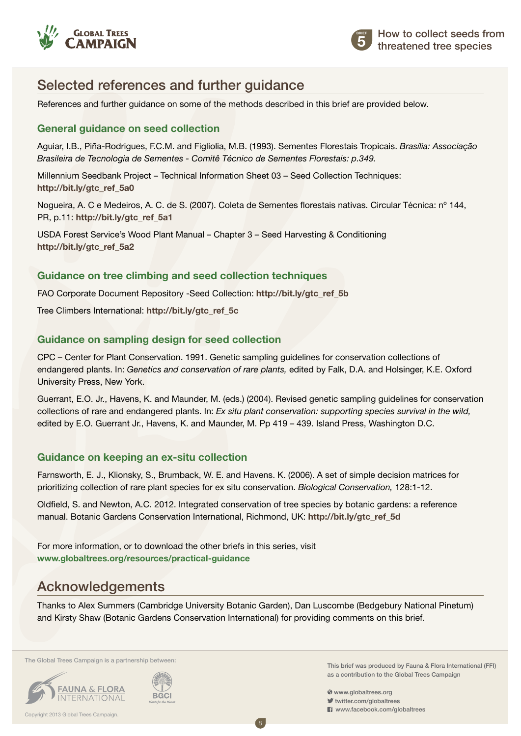## Selected references and further guidance

References and further guidance on some of the methods described in this brief are provided below.

### General guidance on seed collection

Aguiar, I.B., Piña-Rodrigues, F.C.M. and Figliolia, M.B. (1993). Sementes Florestais Tropicais. *Brasília: Associação Brasileira de Tecnologia de Sementes - Comitê Técnico de Sementes Florestais: p.349.*

Millennium Seedbank Project – Technical Information Sheet 03 – Seed Collection Techniques: **http://bit.ly/gtc_ref_5a0**

Nogueira, A. C e Medeiros, A. C. de S. (2007). Coleta de Sementes florestais nativas. Circular Técnica: nº 144, PR, p.11: **http://bit.ly/gtc_ref_5a1**

USDA Forest Service's Wood Plant Manual – Chapter 3 – Seed Harvesting & Conditioning **http://bit.ly/gtc_ref_5a2**

### Guidance on tree climbing and seed collection techniques

FAO Corporate Document Repository -Seed Collection: **http://bit.ly/gtc_ref_5b**

Tree Climbers International: **http://bit.ly/gtc_ref_5c**

### Guidance on sampling design for seed collection

CPC – Center for Plant Conservation. 1991. Genetic sampling guidelines for conservation collections of endangered plants. In: *Genetics and conservation of rare plants,* edited by Falk, D.A. and Holsinger, K.E. Oxford University Press, New York.

Guerrant, E.O. Jr., Havens, K. and Maunder, M. (eds.) (2004). Revised genetic sampling guidelines for conservation collections of rare and endangered plants. In: *Ex situ plant conservation: supporting species survival in the wild,* edited by E.O. Guerrant Jr., Havens, K. and Maunder, M. Pp 419 – 439. Island Press, Washington D.C.

### Guidance on keeping an ex-situ collection

Farnsworth, E. J., Klionsky, S., Brumback, W. E. and Havens. K. (2006). A set of simple decision matrices for prioritizing collection of rare plant species for ex situ conservation. *Biological Conservation,* 128:1-12.

Oldfield, S. and Newton, A.C. 2012. Integrated conservation of tree species by botanic gardens: a reference manual. Botanic Gardens Conservation International, Richmond, UK: **http://bit.ly/gtc_ref_5d**

For more information, or to download the other briefs in this series, visit **www.globaltrees.org/resources/practical-guidance**

## Acknowledgements

Thanks to Alex Summers (Cambridge University Botanic Garden), Dan Luscombe (Bedgebury National Pinetum) and Kirsty Shaw (Botanic Gardens Conservation International) for providing comments on this brief.

The Global Trees Campaign is a partnership between: Fauna & Flora International, BGCI

This brief was produced by Fauna & Flora International (FFI) as a contribution to the Global Trees Campaign

www.globaltrees.org
twitter.com/globaltrees
www.facebook.com/globaltrees

Copyright 2013 Global Trees Campaign.